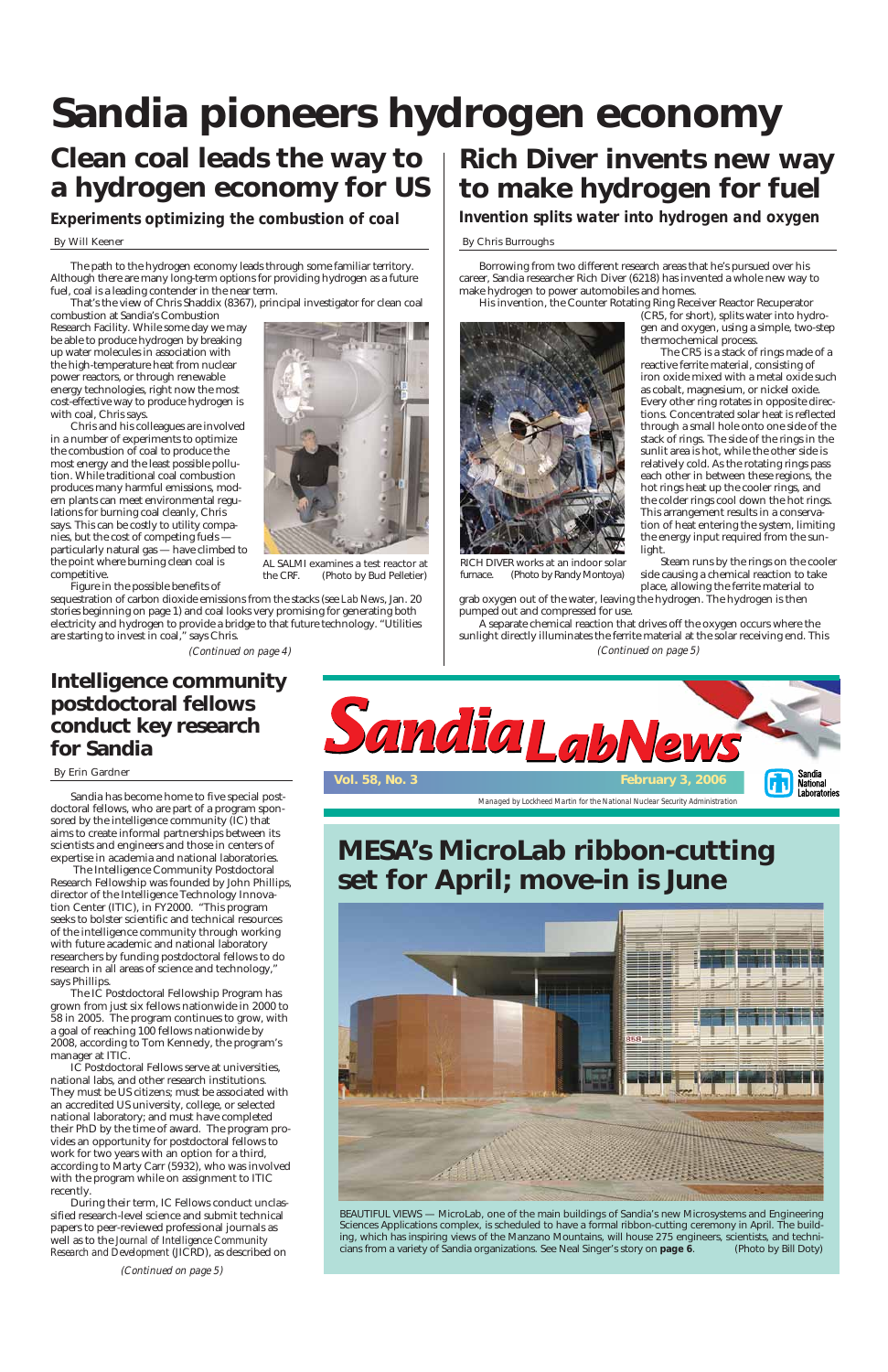# Sandia pioneers hydrogen economy

## Clean coal leads the way to a hydrogen economy for US

### *Experiments optimizing the combustion of coal*

By Will Keener

The path to the hydrogen economy leads through some familiar territory. Although there are many long-term options for providing hydrogen as a future fuel, coal is a leading contender in the near term.

That's the view of Chris Shaddix (8367), principal investigator for clean coal combustion at Sandia's Combustion Research Facility. While some day we may be able to produce hydrogen by breaking up water molecules in association with the high-temperature heat from nuclear power reactors, or through renewable energy technologies, right now the most cost-effective way to produce hydrogen is with coal, Chris says.

Chris and his colleagues are involved in a number of experiments to optimize the combustion of coal to produce the most energy and the least possible pollution. While traditional coal combustion produces many harmful emissions, modern plants can meet environmental regulations for burning coal cleanly, Chris says. This can be costly to utility companies, but the cost of competing fuels — particularly natural gas — have climbed to the point where burning clean coal is competitive.

AL SALMI examines a test reactor at the CRF. (Photo by Bud Pelletier)

Figure in the possible benefits of sequestration of carbon dioxide emissions from the stacks (see *Lab News*, Jan. 20 stories beginning on page 1) and coal looks very promising for generating both electricity and hydrogen to provide a bridge to that future technology. "Utilities are starting to invest in coal," says Chris.

*(Continued on page 4)*

## Rich Diver invents new way to make hydrogen for fuel

### *Invention splits water into hydrogen and oxygen*

By Chris Burroughs

Borrowing from two different research areas that he's pursued over his career, Sandia researcher Rich Diver (6218) has invented a whole new way to make hydrogen to power automobiles and homes.

His invention, the Counter Rotating Ring Receiver Reactor Recuperator (CR5, for short), splits water into hydrogen and oxygen, using a simple, two-step thermochemical process.

The CR5 is a stack of rings made of a reactive ferrite material, consisting of iron oxide mixed with a metal oxide such as cobalt, magnesium, or nickel oxide. Every other ring rotates in opposite directions. Concentrated solar heat is reflected through a small hole onto one side of the stack of rings. The side of the rings in the sunlit area is hot, while the other side is relatively cold. As the rotating rings pass each other in between these regions, the hot rings heat up the cooler rings, and the colder rings cool down the hot rings. This arrangement results in a conservation of heat entering the system, limiting the energy input required from the sunlight.

RICH DIVER works at an indoor solar furnace. (Photo by Randy Montoya)

Steam runs by the rings on the cooler side causing a chemical reaction to take place, allowing the ferrite material to grab oxygen out of the water, leaving the hydrogen. The hydrogen is then pumped out and compressed for use.

A separate chemical reaction that drives off the oxygen occurs where the sunlight directly illuminates the ferrite material at the solar receiving end. This

*(Continued on page 5)*

## Intelligence community postdoctoral fellows conduct key research for Sandia

By Erin Gardner

Sandia has become home to five special postdoctoral fellows, who are part of a program sponsored by the intelligence community (IC) that aims to create informal partnerships between its scientists and engineers and those in centers of expertise in academia and national laboratories.

The Intelligence Community Postdoctoral Research Fellowship was founded by John Phillips, director of the Intelligence Technology Innovation Center (ITIC), in FY2000. "This program seeks to bolster scientific and technical resources of the intelligence community through working with future academic and national laboratory researchers by funding postdoctoral fellows to do research in all areas of science and technology," says Phillips.

The IC Postdoctoral Fellowship Program has grown from just six fellows nationwide in 2000 to 58 in 2005. The program continues to grow, with a goal of reaching 100 fellows nationwide by 2008, according to Tom Kennedy, the program's manager at ITIC.

IC Postdoctoral Fellows serve at universities, national labs, and other research institutions. They must be US citizens; must be associated with an accredited US university, college, or selected national laboratory; and must have completed their PhD by the time of award. The program provides an opportunity for postdoctoral fellows to work for two years with an option for a third, according to Marty Carr (5932), who was involved with the program while on assignment to ITIC recently.

During their term, IC Fellows conduct unclassified research-level science and submit technical papers to peer-reviewed professional journals as well as to the *Journal of Intelligence Community Research and Development* (JICRD), as described on

*(Continued on page 5)*

# Sandia LabNews

Vol. 58, No. 3 — February 3, 2006

Managed by Lockheed Martin for the National Nuclear Security Administration

## MESA's MicroLab ribbon-cutting set for April; move-in is June

BEAUTIFUL VIEWS — MicroLab, one of the main buildings of Sandia's new Microsystems and Engineering Sciences Applications complex, is scheduled to have a formal ribbon-cutting ceremony in April. The building, which has inspiring views of the Manzano Mountains, will house 275 engineers, scientists, and technicians from a variety of Sandia organizations. See Neal Singer's story on **page 6**. (Photo by Bill Doty)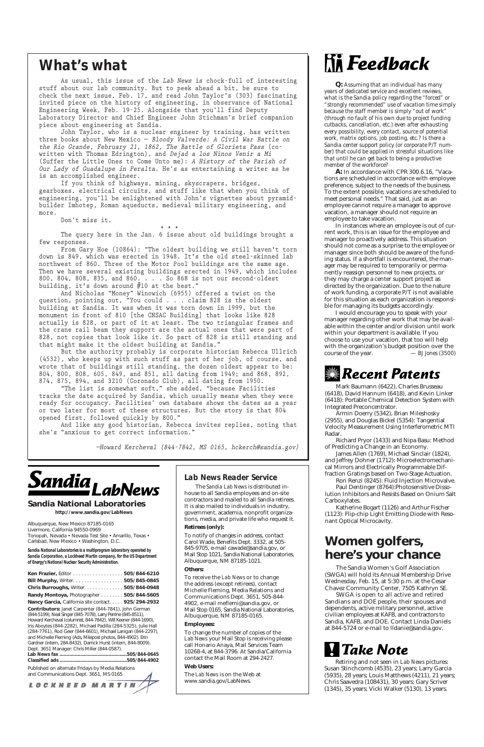# What's what

As usual, this issue of the *Lab News* is chock-full of interesting stuff about our lab community. But to peek ahead a bit, be sure to check the next issue, Feb. 17, and read John Taylor's (303) fascinating invited piece on the history of engineering, in observance of National Engineering Week, Feb. 19-25. Alongside that you'll find Deputy Laboratory Director and Chief Engineer John Stichman's brief companion piece about engineering at Sandia.

John Taylor, who is a nuclear engineer by training, has written three books about New Mexico — *Bloody Valverde: A Civil War Battle on the Rio Grande, February 21, 1862, The Battle of Glorieta Pass* (co-written with Thomas Edrington), and *Dejad a los Ninos Venir a Mi* (Suffer the Little Ones to Come Unto me): *A History of the Parish of Our Lady of Guadalupe in Peralta*. He's as entertaining a writer as he is an accomplished engineer.

If you think of highways, mining, skyscrapers, bridges, gearboxes, electrical circuits, and stuff like that when you think of engineering, you'll be enlightened with John's vignettes about pyramid-builder Imhotep, Roman aqueducts, medieval military engineering, and more.

Don't miss it.

\* \* \*

The query here in the Jan. 6 issue about old buildings brought a few responses.

From Gary Hoe (10864): "The oldest building we still haven't torn down is 849, which was erected in 1948. It's the old steel-skinned lab northwest of 860. Three of the Motor Pool buildings are the same age. Then we have several existing buildings erected in 1949, which includes 800, 804, 808, 835, and 860. . . . So 868 is not our second-oldest building, it's down around #10 at the best."

And Nicholas "Money" Winowich (6955) offered a twist on the question, pointing out, "You could . . . claim 828 is the oldest building at Sandia. It was when it was torn down in 1999, but the monument in front of 810 [the CNSAC Building] that looks like 828 actually is 828, or part of it at least. The two triangular frames and the crane rail beam they support are the actual ones that were part of 828, not copies that look like it. So part of 828 is still standing and that might make it the oldest building at Sandia."

But the authority probably is corporate historian Rebecca Ullrich (4532), who keeps up with such stuff as part of her job, of course, and wrote that of buildings still standing, the dozen oldest appear to be: 804, 800, 808, 605, 849, and 851, all dating from 1949; and 868, 892, 874, 875, 894, and 3210 (Coronado Club), all dating from 1950.

"The list is somewhat soft," she added, "because Facilities tracks the date acquired by Sandia, which usually means when they were ready for occupancy. Facilities' own database shows the dates as a year or two later for most of these structures. But the story is that 804 opened first, followed quickly by 800."

And like any good historian, Rebecca invites replies, noting that she's "anxious to get correct information."

*—Howard Kercheval (844-7842, MS 0165, hckerch@sandia.gov)*

# Feedback

**Q:** *Assuming that an individual has many years of dedicated service and excellent reviews, what is the Sandia policy regarding the "forced" or "strongly recommended" use of vacation time simply because the staff member is simply "out of work" (through no fault of his own due to project funding cutbacks, cancellation, etc.) even after exhausting every possibility, every contact, source of potential work, matrix options, job posting, etc.? Is there a Sandia center support policy (or corporate P/T number) that could be applied in stressful situations like that until he can get back to being a productive member of the workforce?*

**A:** In accordance with CPR 300.6.16, "Vacations are scheduled in accordance with employee preference, subject to the needs of the business. To the extent possible, vacations are scheduled to meet personal needs." That said, just as an employee cannot require a manager to approve vacation, a manager should not require an employee to take vacation.

In instances where an employee is out of current work, this is an issue for the employee and manager to proactively address. This situation should not come as a surprise to the employee or manager since both should be aware of the funding status. If a shortfall is encountered, the manager may be required to temporarily or permanently reassign personnel to new projects, or they may charge a center support project as directed by the organization. Due to the nature of work funding, a corporate P/T is not available for this situation as each organization is responsible for managing its budgets accordingly.

I would encourage you to speak with your manager regarding other work that may be available within the center and/or division until work within your department is available. If you choose to use your vacation, that too will help with the organization's budget position over the course of the year. *— BJ Jones (3500)*

# Recent Patents

Mark Baumann (6422), Charles Brusseau (6418), David Hannum (6418), and Kevin Linker (6418): Portable Chemical Detection System with Integrated Preconcentrator.

Armin Doerry (5342), Brian Mileshosky (2955), and Douglas Bickel (5354): Tangential Velocity Measurement Using Interferometric MTI Radar.

Richard Pryor (1433) and Nipa Basu: Method of Predicting a Change in an Economy.

James Allen (1769), Michael Sinclair (1824), and Jeffrey Dohner (1712): Microelectromechanical Mirrors and Electrically Programmable Diffraction Gratings based on Two-Stage Actuation.

Ron Renzi (8245): Fluid Injection Microvalve.

Paul Dentinger (8764):Photosensitive Dissolution Inhibitors and Resists Based on Onium Salt Carboxylates.

Katherine Bogart (1126) and Arthur Fischer (1123): Flip-chip Light Emitting Diode with Resonant Optical Microcavity.

# Sandia LabNews

**Sandia National Laboratories**
**http://www.sandia.gov/LabNews**

Albuquerque, New Mexico 87185-0165
Livermore, California 94550-0969
Tonopah, Nevada • Nevada Test Site • Amarillo, Texas • Carlsbad, New Mexico • Washington, D.C.

***Sandia National Laboratories is a multiprogram laboratory operated by Sandia Corporation, a Lockheed Martin company, for the US Department of Energy's National Nuclear Security Administration.***

**Ken Frazier,** Editor . . . . . . . . . . . . . . . . . **505/844-6210**
**Bill Murphy,** Writer. . . . . . . . . . . . . . . . . **505/845-0845**
**Chris Burroughs,** Writer. . . . . . . . . . . . . **505/844-0948**
**Randy Montoya,** Photographer . . . . . . . . **505/844-5605**
**Nancy Garcia,** California site contact. . . . . **925/294-2932**

**Contributors:** Janet Carpenter (844-7841), John German (844-5199), Neal Singer (845-7078), Larry Perrine (845-8511), Howard Kercheval (columnist, 844-7842), Will Keener (844-1690), Iris Aboytes (844-2282), Michael Padilla (284-5325), Julie Hall (284-7761), Rod Geer (844-6601), Michael Lanigan (844-2297), and Michelle Fleming (Ads, Milepost photos, 844-4902). Erin Gardner (intern, 284-8432), Darrick Hurst (intern, 844-8009). Dept. 3651 Manager: Chris Miller (844-0587).

**Lab News fax** . . . . . . . . . . . . . . . . . . . . **505/844-0645**
**Classified ads** . . . . . . . . . . . . . . . . . . . . **505/844-4902**

Published on alternate Fridays by Media Relations and Communications Dept. 3651, MS 0165

LOCKHEED MARTIN

## *Lab News* Reader Service

The *Sandia Lab News* is distributed in-house to all Sandia employees and on-site contractors and mailed to all Sandia retirees. It is also mailed to individuals in industry, government, academia, nonprofit organizations, media, and private life who request it.

**Retirees (only):**

To notify of changes in address, contact Carol Wade, Benefits Dept. 3332, at 505-845-9705, e-mail cawade@sandia.gov, or Mail Stop 1021, Sandia National Laboratories, Albuquerque, NM 87185-1021.

**Others:**

To receive the *Lab News* or to change the address (except retirees), contact Michelle Fleming, Media Relations and Communications Dept. 3651, 505-844-4902, e-mail meflemi@sandia.gov, or Mail Stop 0165, Sandia National Laboratories, Albuquerque, NM 87185-0165.

**Employees:**

To change the number of copies of the *Lab News* your Mail Stop is receiving please call Honario Anaya, Mail Services Team 10268-4, at 844-3796. At Sandia/California contact the Mail Room at 294-2427.

**Web Users:**

The *Lab News* is on the Web at www.sandia.gov/LabNews.

# Women golfers, here's your chance

The Sandia Women's Golf Association (SWGA) will hold its Annual Membership Drive Wednesday, Feb. 15, at 5:30 p.m. at the Cesar Chavez Community Center, 7505 Kathryn SE.

SWGA is open to all active and retired Sandians and DOE people, their spouses and dependents, active military personnel, active civilian employees at KAFB, and contractors to Sandia, KAFB, and DOE. Contact Linda Daniels at 844-5724 or e-mail to lldanie@sandia.gov.

# Take Note

Retiring and not seen in *Lab News* pictures: Susan Stinchcomb (4535), 23 years; Larry Garcia (5935), 28 years; Louis Matthews (4211), 21 years; Chris Saavedra (108431), 30 years; Gary Scriver (1345), 35 years; Vicki Walker (5130), 13 years.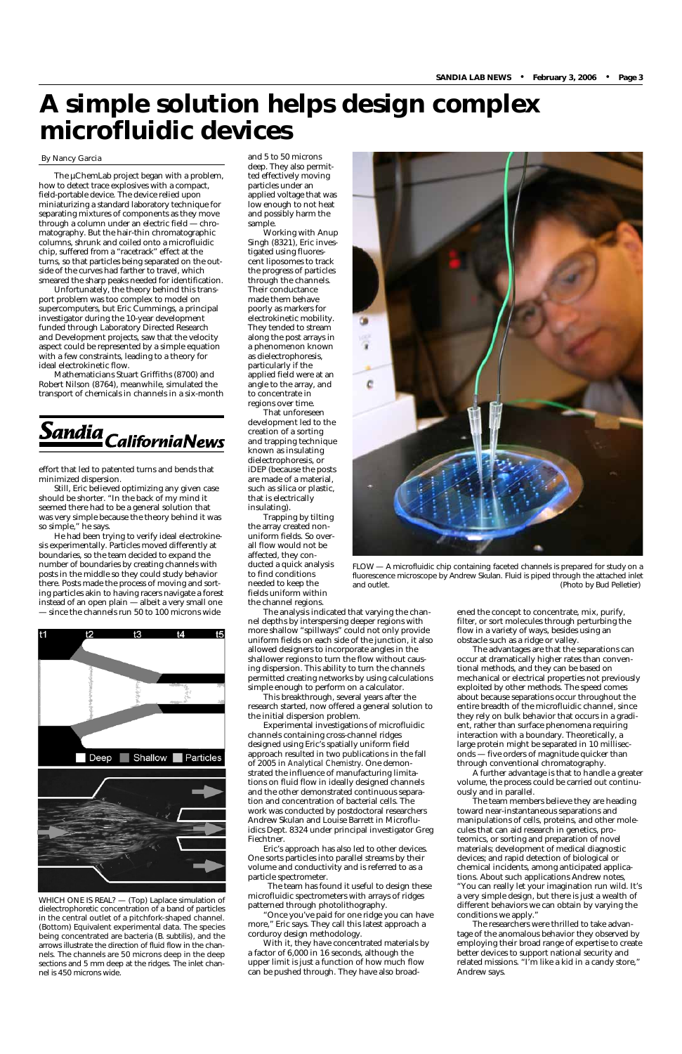# A simple solution helps design complex microfluidic devices

By Nancy Garcia

The µChemLab project began with a problem, how to detect trace explosives with a compact, field-portable device. The device relied upon miniaturizing a standard laboratory technique for separating mixtures of components as they move through a column under an electric field — chromatography. But the hair-thin chromatographic columns, shrunk and coiled onto a microfluidic chip, suffered from a "racetrack" effect at the turns, so that particles being separated on the outside of the curves had farther to travel, which smeared the sharp peaks needed for identification.

Unfortunately, the theory behind this transport problem was too complex to model on supercomputers, but Eric Cummings, a principal investigator during the 10-year development funded through Laboratory Directed Research and Development projects, saw that the velocity aspect could be represented by a simple equation with a few constraints, leading to a theory for ideal electrokinetic flow.

Mathematicians Stuart Griffiths (8700) and Robert Nilson (8764), meanwhile, simulated the transport of chemicals in channels in a six-month effort that led to patented turns and bends that minimized dispersion.

Still, Eric believed optimizing any given case should be shorter. "In the back of my mind it seemed there had to be a general solution that was very simple because the theory behind it was so simple," he says.

He had been trying to verify ideal electrokinesis experimentally. Particles moved differently at boundaries, so the team decided to expand the number of boundaries by creating channels with posts in the middle so they could study behavior there. Posts made the process of moving and sorting particles akin to having racers navigate a forest instead of an open plain — albeit a very small one — since the channels run 50 to 100 microns wide and 5 to 50 microns deep. They also permitted effectively moving particles under an applied voltage that was low enough to not heat and possibly harm the sample.

Working with Anup Singh (8321), Eric investigated using fluorescent liposomes to track the progress of particles through the channels. Their conductance made them behave poorly as markers for electrokinetic mobility. They tended to stream along the post arrays in a phenomenon known as dielectrophoresis, particularly if the applied field were at an angle to the array, and to concentrate in regions over time.

That unforeseen development led to the creation of a sorting and trapping technique known as insulating dielectrophoresis, or iDEP (because the posts are made of a material, such as silica or plastic, that is electrically insulating).

Trapping by tilting the array created non-uniform fields. So overall flow would not be affected, they conducted a quick analysis to find conditions needed to keep the fields uniform within the channel regions.

The analysis indicated that varying the channel depths by interspersing deeper regions with more shallow "spillways" could not only provide uniform fields on each side of the junction, it also allowed designers to incorporate angles in the shallower regions to turn the flow without causing dispersion. This ability to turn the channels permitted creating networks by using calculations simple enough to perform on a calculator.

This breakthrough, several years after the research started, now offered a general solution to the initial dispersion problem.

Experimental investigations of microfluidic channels containing cross-channel ridges designed using Eric's spatially uniform field approach resulted in two publications in the fall of 2005 in *Analytical Chemistry*. One demonstrated the influence of manufacturing limitations on fluid flow in ideally designed channels and the other demonstrated continuous separation and concentration of bacterial cells. The work was conducted by postdoctoral researchers Andrew Skulan and Louise Barrett in Microfluidics Dept. 8324 under principal investigator Greg Fiechtner.

Eric's approach has also led to other devices. One sorts particles into parallel streams by their volume and conductivity and is referred to as a particle spectrometer.

The team has found it useful to design these microfluidic spectrometers with arrays of ridges patterned through photolithography.

"Once you've paid for one ridge you can have more," Eric says. They call this latest approach a corduroy design methodology.

With it, they have concentrated materials by a factor of 6,000 in 16 seconds, although the upper limit is just a function of how much flow can be pushed through. They have also broadened the concept to concentrate, mix, purify, filter, or sort molecules through perturbing the flow in a variety of ways, besides using an obstacle such as a ridge or valley.

The advantages are that the separations can occur at dramatically higher rates than conventional methods, and they can be based on mechanical or electrical properties not previously exploited by other methods. The speed comes about because separations occur throughout the entire breadth of the microfluidic channel, since they rely on bulk behavior that occurs in a gradient, rather than surface phenomena requiring interaction with a boundary. Theoretically, a large protein might be separated in 10 milliseconds — five orders of magnitude quicker than through conventional chromatography.

A further advantage is that to handle a greater volume, the process could be carried out continuously and in parallel.

The team members believe they are heading toward near-instantaneous separations and manipulations of cells, proteins, and other molecules that can aid research in genetics, proteomics, or sorting and preparation of novel materials; development of medical diagnostic devices; and rapid detection of biological or chemical incidents, among anticipated applications. About such applications Andrew notes, "You can really let your imagination run wild. It's a very simple design, but there is just a wealth of different behaviors we can obtain by varying the conditions we apply."

The researchers were thrilled to take advantage of the anomalous behavior they observed by employing their broad range of expertise to create better devices to support national security and related missions. "I'm like a kid in a candy store," Andrew says.

FLOW — A microfluidic chip containing faceted channels is prepared for study on a fluorescence microscope by Andrew Skulan. Fluid is piped through the attached inlet and outlet. (Photo by Bud Pelletier)

WHICH ONE IS REAL? — (Top) Laplace simulation of dielectrophoretic concentration of a band of particles in the central outlet of a pitchfork-shaped channel. (Bottom) Equivalent experimental data. The species being concentrated are bacteria (*B. subtilis*), and the arrows illustrate the direction of fluid flow in the channels. The channels are 50 microns deep in the deep sections and 5 mm deep at the ridges. The inlet channel is 450 microns wide.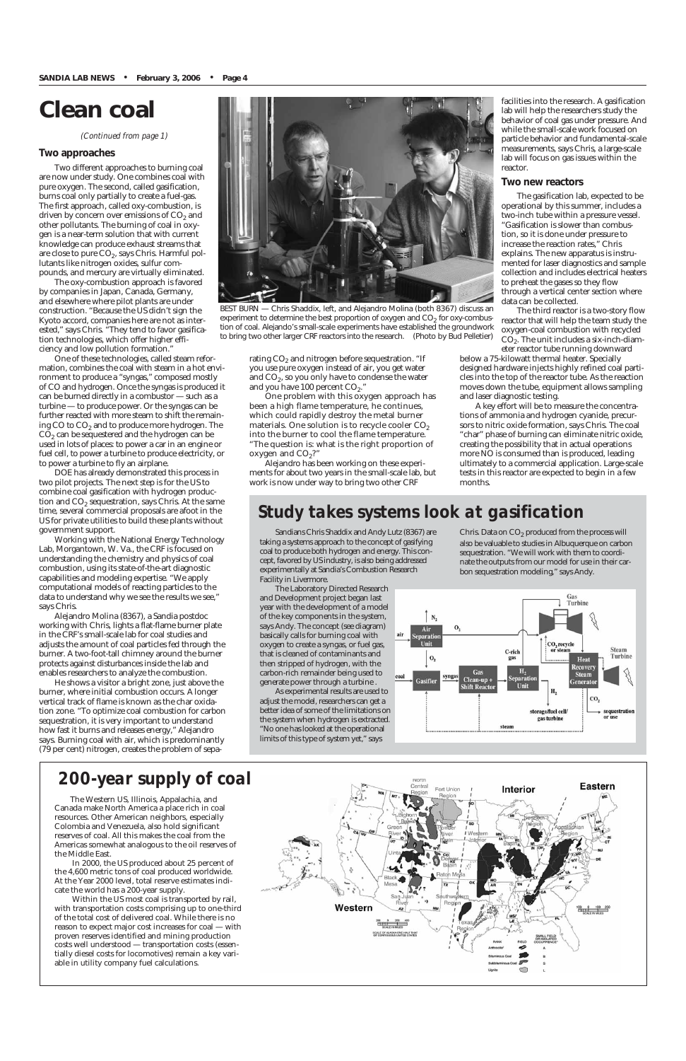# Clean coal

*(Continued from page 1)*

## Two approaches

Two different approaches to burning coal are now under study. One combines coal with pure oxygen. The second, called gasification, burns coal only partially to create a fuel-gas. The first approach, called oxy-combustion, is driven by concern over emissions of $CO_2$ and other pollutants. The burning of coal in oxygen is a near-term solution that with current knowledge can produce exhaust streams that are close to pure $CO_2$, says Chris. Harmful pollutants like nitrogen oxides, sulfur compounds, and mercury are virtually eliminated.

The oxy-combustion approach is favored by companies in Japan, Canada, Germany, and elsewhere where pilot plants are under construction. "Because the US didn't sign the Kyoto accord, companies here are not as interested," says Chris. "They tend to favor gasification technologies, which offer higher efficiency and low pollution formation."

One of these technologies, called steam reformation, combines the coal with steam in a hot environment to produce a "syngas," composed mostly of CO and hydrogen. Once the syngas is produced it can be burned directly in a combustor — such as a turbine — to produce power. Or the syngas can be further reacted with more steam to shift the remaining CO to $CO_2$ and to produce more hydrogen. The $CO_2$ can be sequestered and the hydrogen can be used in lots of places: to power a car in an engine or fuel cell, to power a turbine to produce electricity, or to power a turbine to fly an airplane.

DOE has already demonstrated this process in two pilot projects. The next step is for the US to combine coal gasification with hydrogen production and $CO_2$ sequestration, says Chris. At the same time, several commercial proposals are afoot in the US for private utilities to build these plants without government support.

Working with the National Energy Technology Lab, Morgantown, W. Va., the CRF is focused on understanding the chemistry and physics of coal combustion, using its state-of-the-art diagnostic capabilities and modeling expertise. "We apply computational models of reacting particles to the data to understand why we see the results we see," says Chris.

Alejandro Molina (8367), a Sandia postdoc working with Chris, lights a flat-flame burner plate in the CRF's small-scale lab for coal studies and adjusts the amount of coal particles fed through the burner. A two-foot-tall chimney around the burner protects against disturbances inside the lab and enables researchers to analyze the combustion.

He shows a visitor a bright zone, just above the burner, where initial combustion occurs. A longer vertical track of flame is known as the char oxidation zone. "To optimize coal combustion for carbon sequestration, it is very important to understand how fast it burns and releases energy," Alejandro says. Burning coal with air, which is predominantly (79 per cent) nitrogen, creates the problem of separating $CO_2$ and nitrogen before sequestration. "If you use pure oxygen instead of air, you get water and $CO_2$, so you only have to condense the water and you have 100 percent $CO_2$."

One problem with this oxygen approach has been a high flame temperature, he continues, which could rapidly destroy the metal burner materials. One solution is to recycle cooler $CO_2$ into the burner to cool the flame temperature. "The question is: what is the right proportion of oxygen and $CO_2$?"

Alejandro has been working on these experiments for about two years in the small-scale lab, but work is now under way to bring two other CRF facilities into the research. A gasification lab will help the researchers study the behavior of coal gas under pressure. And while the small-scale work focused on particle behavior and fundamental-scale measurements, says Chris, a large-scale lab will focus on gas issues within the reactor.

BEST BURN — Chris Shaddix, left, and Alejandro Molina (both 8367) discuss an experiment to determine the best proportion of oxygen and $CO_2$ for oxy-combustion of coal. Alejandro's small-scale experiments have established the groundwork to bring two other larger CRF reactors into the research. (Photo by Bud Pelletier)

## Two new reactors

The gasification lab, expected to be operational by this summer, includes a two-inch tube within a pressure vessel. "Gasification is slower than combustion, so it is done under pressure to increase the reaction rates," Chris explains. The new apparatus is instrumented for laser diagnostics and sample collection and includes electrical heaters to preheat the gases so they flow through a vertical center section where data can be collected.

The third reactor is a two-story flow reactor that will help the team study the oxygen-coal combustion with recycled $CO_2$. The unit includes a six-inch-diameter reactor tube running downward below a 75-kilowatt thermal heater. Specially designed hardware injects highly refined coal particles into the top of the reactor tube. As the reaction moves down the tube, equipment allows sampling and laser diagnostic testing.

A key effort will be to measure the concentrations of ammonia and hydrogen cyanide, precursors to nitric oxide formation, says Chris. The coal "char" phase of burning can eliminate nitric oxide, creating the possibility that in actual operations more NO is consumed than is produced, leading ultimately to a commercial application. Large-scale tests in this reactor are expected to begin in a few months.

# Study takes systems look at gasification

Sandians Chris Shaddix and Andy Lutz (8367) are taking a systems approach to the concept of gasifying coal to produce both hydrogen and energy. This concept, favored by US industry, is also being addressed experimentally at Sandia's Combustion Research Facility in Livermore.

The Laboratory Directed Research and Development project began last year with the development of a model of the key components in the system, says Andy. The concept (see diagram) basically calls for burning coal with oxygen to create a syngas, or fuel gas, that is cleaned of contaminants and then stripped of hydrogen, with the carbon-rich remainder being used to generate power through a turbine.

As experimental results are used to adjust the model, researchers can get a better idea of some of the limitations on the system when hydrogen is extracted. "No one has looked at the operational limits of this type of system yet," says Chris. Data on $CO_2$ produced from the process will also be valuable to studies in Albuquerque on carbon sequestration. "We will work with them to coordinate the outputs from our model for use in their carbon sequestration modeling," says Andy.

# 200-year supply of coal

The Western US, Illinois, Appalachia, and Canada make North America a place rich in coal resources. Other American neighbors, especially Colombia and Venezuela, also hold significant reserves of coal. All this makes the coal from the Americas somewhat analogous to the oil reserves of the Middle East.

In 2000, the US produced about 25 percent of the 4,600 metric tons of coal produced worldwide. At the Year 2000 level, total reserve estimates indicate the world has a 200-year supply.

Within the US most coal is transported by rail, with transportation costs comprising up to one-third of the total cost of delivered coal. While there is no reason to expect major cost increases for coal — with proven reserves identified and mining production costs well understood — transportation costs (essentially diesel costs for locomotives) remain a key variable in utility company fuel calculations.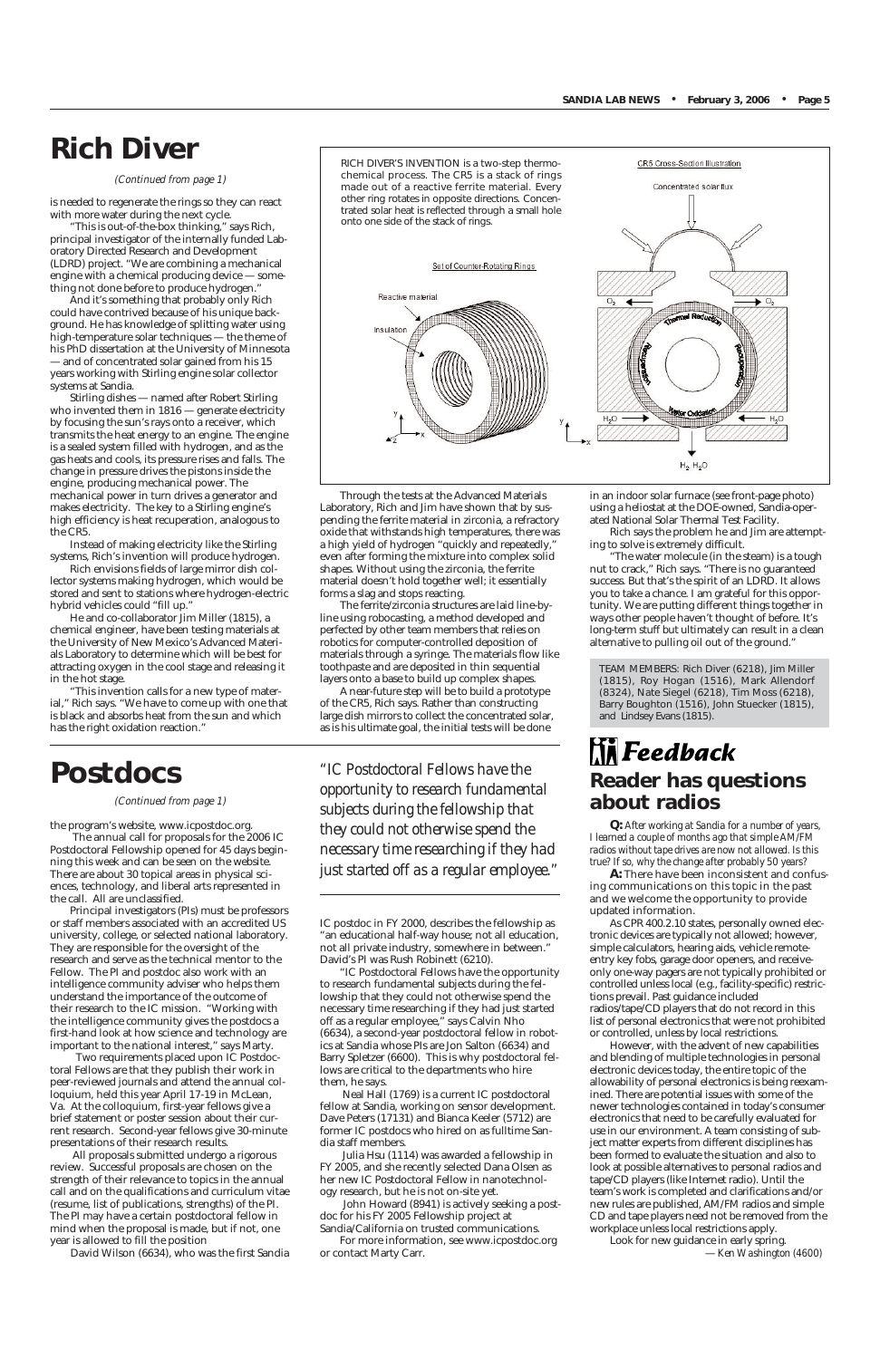# Rich Diver

*(Continued from page 1)*

is needed to regenerate the rings so they can react with more water during the next cycle.

"This is out-of-the-box thinking," says Rich, principal investigator of the internally funded Laboratory Directed Research and Development (LDRD) project. "We are combining a mechanical engine with a chemical producing device — something not done before to produce hydrogen."

And it's something that probably only Rich could have contrived because of his unique background. He has knowledge of splitting water using high-temperature solar techniques — the theme of his PhD dissertation at the University of Minnesota — and of concentrated solar gained from his 15 years working with Stirling engine solar collector systems at Sandia.

Stirling dishes — named after Robert Stirling who invented them in 1816 — generate electricity by focusing the sun's rays onto a receiver, which transmits the heat energy to an engine. The engine is a sealed system filled with hydrogen, and as the gas heats and cools, its pressure rises and falls. The change in pressure drives the pistons inside the engine, producing mechanical power. The mechanical power in turn drives a generator and makes electricity. The key to a Stirling engine's high efficiency is heat recuperation, analogous to the CR5.

Instead of making electricity like the Stirling systems, Rich's invention will produce hydrogen.

Rich envisions fields of large mirror dish collector systems making hydrogen, which would be stored and sent to stations where hydrogen-electric hybrid vehicles could "fill up."

He and co-collaborator Jim Miller (1815), a chemical engineer, have been testing materials at the University of New Mexico's Advanced Materials Laboratory to determine which will be best for attracting oxygen in the cool stage and releasing it in the hot stage.

"This invention calls for a new type of material," Rich says. "We have to come up with one that is black and absorbs heat from the sun and which has the right oxidation reaction."

RICH DIVER'S INVENTION is a two-step thermochemical process. The CR5 is a stack of rings made out of a reactive ferrite material. Every other ring rotates in opposite directions. Concentrated solar heat is reflected through a small hole onto one side of the stack of rings.

Through the tests at the Advanced Materials Laboratory, Rich and Jim have shown that by suspending the ferrite material in zirconia, a refractory oxide that withstands high temperatures, there was a high yield of hydrogen "quickly and repeatedly," even after forming the mixture into complex solid shapes. Without using the zirconia, the ferrite material doesn't hold together well; it essentially forms a slag and stops reacting.

The ferrite/zirconia structures are laid line-by-line using robocasting, a method developed and perfected by other team members that relies on robotics for computer-controlled deposition of materials through a syringe. The materials flow like toothpaste and are deposited in thin sequential layers onto a base to build up complex shapes.

A near-future step will be to build a prototype of the CR5, Rich says. Rather than constructing large dish mirrors to collect the concentrated solar, as is his ultimate goal, the initial tests will be done in an indoor solar furnace (see front-page photo) using a heliostat at the DOE-owned, Sandia-operated National Solar Thermal Test Facility.

Rich says the problem he and Jim are attempting to solve is extremely difficult.

"The water molecule (in the steam) is a tough nut to crack," Rich says. "There is no guaranteed success. But that's the spirit of an LDRD. It allows you to take a chance. I am grateful for this opportunity. We are putting different things together in ways other people haven't thought of before. It's long-term stuff but ultimately can result in a clean alternative to pulling oil out of the ground."

TEAM MEMBERS: Rich Diver (6218), Jim Miller (1815), Roy Hogan (1516), Mark Allendorf (8324), Nate Siegel (6218), Tim Moss (6218), Barry Boughton (1516), John Stuecker (1815), and Lindsey Evans (1815).

# Postdocs

*(Continued from page 1)*

the program's website, www.icpostdoc.org.

The annual call for proposals for the 2006 IC Postdoctoral Fellowship opened for 45 days beginning this week and can be seen on the website. There are about 30 topical areas in physical sciences, technology, and liberal arts represented in the call. All are unclassified.

Principal investigators (PIs) must be professors or staff members associated with an accredited US university, college, or selected national laboratory. They are responsible for the oversight of the research and serve as the technical mentor to the Fellow. The PI and postdoc also work with an intelligence community adviser who helps them understand the importance of the outcome of their research to the IC mission. "Working with the intelligence community gives the postdocs a first-hand look at how science and technology are important to the national interest," says Marty.

Two requirements placed upon IC Postdoctoral Fellows are that they publish their work in peer-reviewed journals and attend the annual colloquium, held this year April 17-19 in McLean, Va. At the colloquium, first-year fellows give a brief statement or poster session about their current research. Second-year fellows give 30-minute presentations of their research results.

All proposals submitted undergo a rigorous review. Successful proposals are chosen on the strength of their relevance to topics in the annual call and on the qualifications and curriculum vitae (resume, list of publications, strengths) of the PI. The PI may have a certain postdoctoral fellow in mind when the proposal is made, but if not, one year is allowed to fill the position

David Wilson (6634), who was the first Sandia IC postdoc in FY 2000, describes the fellowship as "an educational half-way house; not all education, not all private industry, somewhere in between." David's PI was Rush Robinett (6210).

*"IC Postdoctoral Fellows have the opportunity to research fundamental subjects during the fellowship that they could not otherwise spend the necessary time researching if they had just started off as a regular employee."*

"IC Postdoctoral Fellows have the opportunity to research fundamental subjects during the fellowship that they could not otherwise spend the necessary time researching if they had just started off as a regular employee," says Calvin Nho (6634), a second-year postdoctoral fellow in robotics at Sandia whose PIs are Jon Salton (6634) and Barry Spletzer (6600). This is why postdoctoral fellows are critical to the departments who hire them, he says.

Neal Hall (1769) is a current IC postdoctoral fellow at Sandia, working on sensor development. Dave Peters (17131) and Bianca Keeler (5712) are former IC postdocs who hired on as fulltime Sandia staff members.

Julia Hsu (1114) was awarded a fellowship in FY 2005, and she recently selected Dana Olsen as her new IC Postdoctoral Fellow in nanotechnology research, but he is not on-site yet.

John Howard (8941) is actively seeking a postdoc for his FY 2005 Fellowship project at Sandia/California on trusted communications.

For more information, see www.icpostdoc.org or contact Marty Carr.

# Feedback

## Reader has questions about radios

**Q:** *After working at Sandia for a number of years, I learned a couple of months ago that simple AM/FM radios without tape drives are now not allowed. Is this true? If so, why the change after probably 50 years?*

**A:** There have been inconsistent and confusing communications on this topic in the past and we welcome the opportunity to provide updated information.

As CPR 400.2.10 states, personally owned electronic devices are typically not allowed; however, simple calculators, hearing aids, vehicle remote-entry key fobs, garage door openers, and receive-only one-way pagers are not typically prohibited or controlled unless local (e.g., facility-specific) restrictions prevail. Past guidance included radios/tape/CD players that do not record in this list of personal electronics that were not prohibited or controlled, unless by local restrictions.

However, with the advent of new capabilities and blending of multiple technologies in personal electronic devices today, the entire topic of the allowability of personal electronics is being reexamined. There are potential issues with some of the newer technologies contained in today's consumer electronics that need to be carefully evaluated for use in our environment. A team consisting of subject matter experts from different disciplines has been formed to evaluate the situation and also to look at possible alternatives to personal radios and tape/CD players (like Internet radio). Until the team's work is completed and clarifications and/or new rules are published, AM/FM radios and simple CD and tape players need not be removed from the workplace unless local restrictions apply.

Look for new guidance in early spring.

*— Ken Washington (4600)*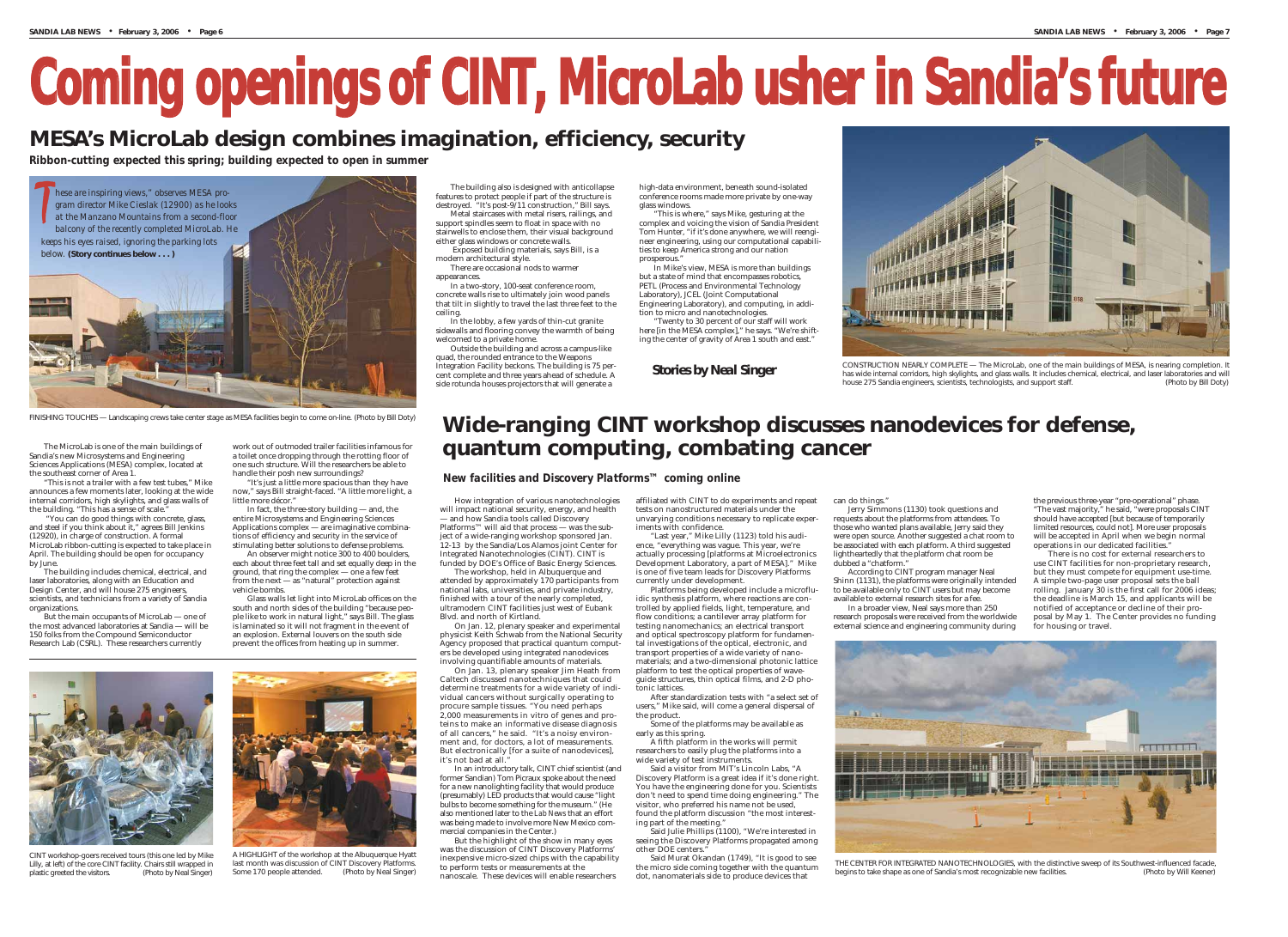# Coming openings of CINT, MicroLab usher in Sandia's future

## MESA's MicroLab design combines imagination, efficiency, security

**Ribbon-cutting expected this spring; building expected to open in summer**

"These are inspiring views," observes MESA program director Mike Cieslak (12900) as he looks at the Manzano Mountains from a second-floor balcony of the recently completed MicroLab. He keeps his eyes raised, ignoring the parking lots below. **(Story continues below . . . )**

FINISHING TOUCHES — Landscaping crews take center stage as MESA facilities begin to come on-line. (Photo by Bill Doty)

The MicroLab is one of the main buildings of Sandia's new Microsystems and Engineering Sciences Applications (MESA) complex, located at the southeast corner of Area 1.

"This is not a trailer with a few test tubes," Mike announces a few moments later, looking at the wide internal corridors, high skylights, and glass walls of the building. "This has a sense of scale."

"You can do good things with concrete, glass, and steel if you think about it," agrees Bill Jenkins (12920), in charge of construction. A formal MicroLab ribbon-cutting is expected to take place in April. The building should be open for occupancy by June.

The building includes chemical, electrical, and laser laboratories, along with an Education and Design Center, and will house 275 engineers, scientists, and technicians from a variety of Sandia organizations.

But the main occupants of MicroLab — one of the most advanced laboratories at Sandia — will be 150 folks from the Compound Semiconductor Research Lab (CSRL). These researchers currently work out of outmoded trailer facilities infamous for a toilet once dropping through the rotting floor of one such structure. Will the researchers be able to handle their posh new surroundings?

"It's just a little more spacious than they have now," says Bill straight-faced. "A little more light, a little more décor."

In fact, the three-story building — and, the entire Microsystems and Engineering Sciences Applications complex — are imaginative combinations of efficiency and security in the service of stimulating better solutions to defense problems.

An observer might notice 300 to 400 boulders, each about three feet tall and set equally deep in the ground, that ring the complex — one a few feet from the next — as "natural" protection against vehicle bombs.

Glass walls let light into MicroLab offices on the south and north sides of the building "because people like to work in natural light," says Bill. The glass is laminated so it will not fragment in the event of an explosion. External louvers on the south side prevent the offices from heating up in summer.

The building also is designed with anticollapse features to protect people if part of the structure is destroyed. "It's post-9/11 construction," Bill says.

Metal staircases with metal risers, railings, and support spindles seem to float in space with no stairwells to enclose them, their visual background either glass windows or concrete walls.

Exposed building materials, says Bill, is a modern architectural style.

There are occasional nods to warmer appearances.

In a two-story, 100-seat conference room, concrete walls rise to ultimately join wood panels that tilt in slightly to travel the last three feet to the ceiling.

In the lobby, a few yards of thin-cut granite sidewalls and flooring convey the warmth of being welcomed to a private home.

Outside the building and across a campus-like quad, the rounded entrance to the Weapons Integration Facility beckons. The building is 75 percent complete and three years ahead of schedule. A side rotunda houses projectors that will generate a high-data environment, beneath sound-isolated conference rooms made more private by one-way glass windows.

"This is where," says Mike, gesturing at the complex and voicing the vision of Sandia President Tom Hunter, "if it's done anywhere, we will reengineer engineering, using our computational capabilities to keep America strong and our nation prosperous."

In Mike's view, MESA is more than buildings but a state of mind that encompasses robotics, PETL (Process and Environmental Technology Laboratory), JCEL (Joint Computational Engineering Laboratory), and computing, in addition to micro and nanotechnologies.

"Twenty to 30 percent of our staff will work here [in the MESA complex]," he says. "We're shifting the center of gravity of Area 1 south and east."

**Stories by Neal Singer**

CONSTRUCTION NEARLY COMPLETE — The MicroLab, one of the main buildings of MESA, is nearing completion. It has wide internal corridors, high skylights, and glass walls. It includes chemical, electrical, and laser laboratories and will house 275 Sandia engineers, scientists, technologists, and support staff. (Photo by Bill Doty)

CINT workshop-goers received tours (this one led by Mike Lilly, at left) of the core CINT facility. Chairs still wrapped in plastic greeted the visitors. (Photo by Neal Singer)

A HIGHLIGHT of the workshop at the Albuquerque Hyatt last month was discussion of CINT Discovery Platforms. Some 170 people attended. (Photo by Neal Singer)

## Wide-ranging CINT workshop discusses nanodevices for defense, quantum computing, combating cancer

***New facilities and Discovery Platforms™ coming online***

How integration of various nanotechnologies will impact national security, energy, and health — and how Sandia tools called Discovery Platforms™ will aid that process — was the subject of a wide-ranging workshop sponsored Jan. 12-13 by the Sandia/Los Alamos joint Center for Integrated Nanotechnologies (CINT). CINT is funded by DOE's Office of Basic Energy Sciences.

The workshop, held in Albuquerque and attended by approximately 170 participants from national labs, universities, and private industry, finished with a tour of the nearly completed, ultramodern CINT facilities just west of Eubank Blvd. and north of Kirtland.

On Jan. 12, plenary speaker and experimental physicist Keith Schwab from the National Security Agency proposed that practical quantum computers be developed using integrated nanodevices involving quantifiable amounts of materials.

On Jan. 13, plenary speaker Jim Heath from Caltech discussed nanotechniques that could determine treatments for a wide variety of individual cancers without surgically operating to procure sample tissues. "You need perhaps 2,000 measurements in vitro of genes and proteins to make an informative disease diagnosis of all cancers," he said. "It's a noisy environment and, for doctors, a lot of measurements. But electronically [for a suite of nanodevices], it's not bad at all."

In an introductory talk, CINT chief scientist (and former Sandian) Tom Picraux spoke about the need for a new nanolighting facility that would produce (presumably) LED products that would cause "light bulbs to become something for the museum." (He also mentioned later to the *Lab News* that an effort was being made to involve more New Mexico commercial companies in the Center.)

But the highlight of the show in many eyes was the discussion of CINT Discovery Platforms' inexpensive micro-sized chips with the capability to perform tests or measurements at the nanoscale. These devices will enable researchers affiliated with CINT to do experiments and repeat tests on nanostructured materials under the unvarying conditions necessary to replicate experiments with confidence.

"Last year," Mike Lilly (1123) told his audience, "everything was vague. This year, we're actually processing [platforms at Microelectronics Development Laboratory, a part of MESA]." Mike is one of five team leads for Discovery Platforms currently under development.

Platforms being developed include a microfluidic synthesis platform, where reactions are controlled by applied fields, light, temperature, and flow conditions; a cantilever array platform for testing nanomechanics; an electrical transport and optical spectroscopy platform for fundamental investigations of the optical, electronic, and transport properties of a wide variety of nanomaterials; and a two-dimensional photonic lattice platform to test the optical properties of waveguide structures, thin optical films, and 2-D photonic lattices.

After standardization tests with "a select set of users," Mike said, will come a general dispersal of the product.

Some of the platforms may be available as early as this spring.

A fifth platform in the works will permit researchers to easily plug the platforms into a wide variety of test instruments.

Said a visitor from MIT's Lincoln Labs, "A Discovery Platform is a great idea if it's done right. You have the engineering done for you. Scientists don't need to spend time doing engineering." The visitor, who preferred his name not be used, found the platform discussion "the most interesting part of the meeting."

Said Julie Phillips (1100), "We're interested in seeing the Discovery Platforms propagated among other DOE centers."

Said Murat Okandan (1749), "It is good to see the micro side coming together with the quantum dot, nanomaterials side to produce devices that can do things."

Jerry Simmons (1130) took questions and requests about the platforms from attendees. To those who wanted plans available, Jerry said they were open source. Another suggested a chat room to be associated with each platform. A third suggested lightheartedly that the platform chat room be dubbed a "chatform."

According to CINT program manager Neal Shinn (1131), the platforms were originally intended to be available only to CINT users but may become available to external research sites for a fee.

In a broader view, Neal says more than 250 research proposals were received from the worldwide external science and engineering community during the previous three-year "pre-operational" phase. "The vast majority," he said, "were proposals CINT should have accepted [but because of temporarily limited resources, could not]. More user proposals will be accepted in April when we begin normal operations in our dedicated facilities."

There is no cost for external researchers to use CINT facilities for non-proprietary research, but they must compete for equipment use-time. A simple two-page user proposal sets the ball rolling. January 30 is the first call for 2006 ideas; the deadline is March 15, and applicants will be notified of acceptance or decline of their proposal by May 1. The Center provides no funding for housing or travel.

THE CENTER FOR INTEGRATED NANOTECHNOLOGIES, with the distinctive sweep of its Southwest-influenced facade, begins to take shape as one of Sandia's most recognizable new facilities. (Photo by Will Keener)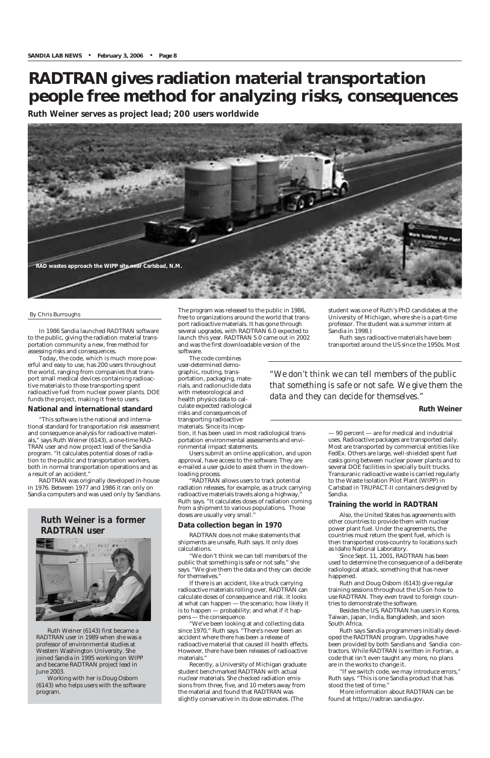# RADTRAN gives radiation material transportation people free method for analyzing risks, consequences

***Ruth Weiner serves as project lead; 200 users worldwide***

**RAD wastes approach the WIPP site near Carlsbad, N.M.**

By Chris Burroughs

In 1986 Sandia launched RADTRAN software to the public, giving the radiation material transportation community a new, free method for assessing risks and consequences.

Today, the code, which is much more powerful and easy to use, has 200 users throughout the world, ranging from companies that transport small medical devices containing radioactive materials to those transporting spent radioactive fuel from nuclear power plants. DOE funds the project, making it free to users.

### National and international standard

"This software is the national and international standard for transportation risk assessment and consequence analysis for radioactive materials," says Ruth Weiner (6143), a one-time RADTRAN user and now project lead of the Sandia program. "It calculates potential doses of radiation to the public and transportation workers, both in normal transportation operations and as a result of an accident."

RADTRAN was originally developed in-house in 1976. Between 1977 and 1986 it ran only on Sandia computers and was used only by Sandians. The program was released to the public in 1986, free to organizations around the world that transport radioactive materials. It has gone through several upgrades, with RADTRAN 6.0 expected to launch this year. RADTRAN 5.0 came out in 2002 and was the first downloadable version of the software.

The code combines user-determined demographic, routing, transportation, packaging, materials, and radionuclide data with meteorological and health physics data to calculate expected radiological risks and consequences of transporting radioactive materials. Since its inception, it has been used in most radiological transportation environmental assessments and environmental impact statements.

Users submit an online application, and upon approval, have access to the software. They are e-mailed a user guide to assist them in the downloading process.

"RADTRAN allows users to track potential radiation releases, for example, as a truck carrying radioactive materials travels along a highway," Ruth says. "It calculates doses of radiation coming from a shipment to various populations. Those doses are usually very small."

### Data collection began in 1970

RADTRAN does not make statements that shipments are unsafe, Ruth says. It only does calculations.

"We don't think we can tell members of the public that something is safe or not safe," she says. "We give them the data and they can decide for themselves."

If there is an accident, like a truck carrying radioactive materials rolling over, RADTRAN can calculate doses of consequence and risk. It looks at what can happen — the scenario; how likely it is to happen — probability; and what if it happens — the consequence.

"We've been looking at and collecting data since 1970," Ruth says. "There's never been an accident where there has been a release of radioactive material that caused ill health effects. However, there have been releases of radioactive materials."

Recently, a University of Michigan graduate student benchmarked RADTRAN with actual nuclear materials. She checked radiation emissions from three, five, and 10 meters away from the material and found that RADTRAN was slightly conservative in its dose estimates. (The student was one of Ruth's PhD candidates at the University of Michigan, where she is a part-time professor. The student was a summer intern at Sandia in 1998.)

Ruth says radioactive materials have been transported around the US since the 1950s. Most — 90 percent — are for medical and industrial uses. Radioactive packages are transported daily. Most are transported by commercial entities like FedEx. Others are large, well-shielded spent fuel casks going between nuclear power plants and to several DOE facilities in specially built trucks. Transuranic radioactive waste is carried regularly to the Waste Isolation Pilot Plant (WIPP) in Carlsbad in TRUPACT-II containers designed by Sandia.

> *"We don't think we can tell members of the public that something is safe or not safe. We give them the data and they can decide for themselves."*
>
> **Ruth Weiner**

### Training the world in RADTRAN

Also, the United States has agreements with other countries to provide them with nuclear power plant fuel. Under the agreements, the countries must return the spent fuel, which is then transported cross-country to locations such as Idaho National Laboratory.

Since Sept. 11, 2001, RADTRAN has been used to determine the consequence of a deliberate radiological attack, something that has never happened.

Ruth and Doug Osborn (6143) give regular training sessions throughout the US on how to use RADTRAN. They even travel to foreign countries to demonstrate the software.

Besides the US, RADTRAN has users in Korea, Taiwan, Japan, India, Bangladesh, and soon South Africa.

Ruth says Sandia programmers initially developed the RADTRAN program. Upgrades have been provided by both Sandians and Sandia contractors. While RADTRAN is written in Fortran, a code that isn't even taught any more, no plans are in the works to change it.

"If we switch code, we may introduce errors," Ruth says. "This is one Sandia product that has stood the test of time."

More information about RADTRAN can be found at https://radtran.sandia.gov.

---

## Ruth Weiner is a former RADTRAN user

Ruth Weiner (6143) first became a RADTRAN user in 1989 when she was a professor of environmental studies at Western Washington University. She joined Sandia in 1995 working on WIPP and became RADTRAN project lead in June 2003.

Working with her is Doug Osborn (6143) who helps users with the software program.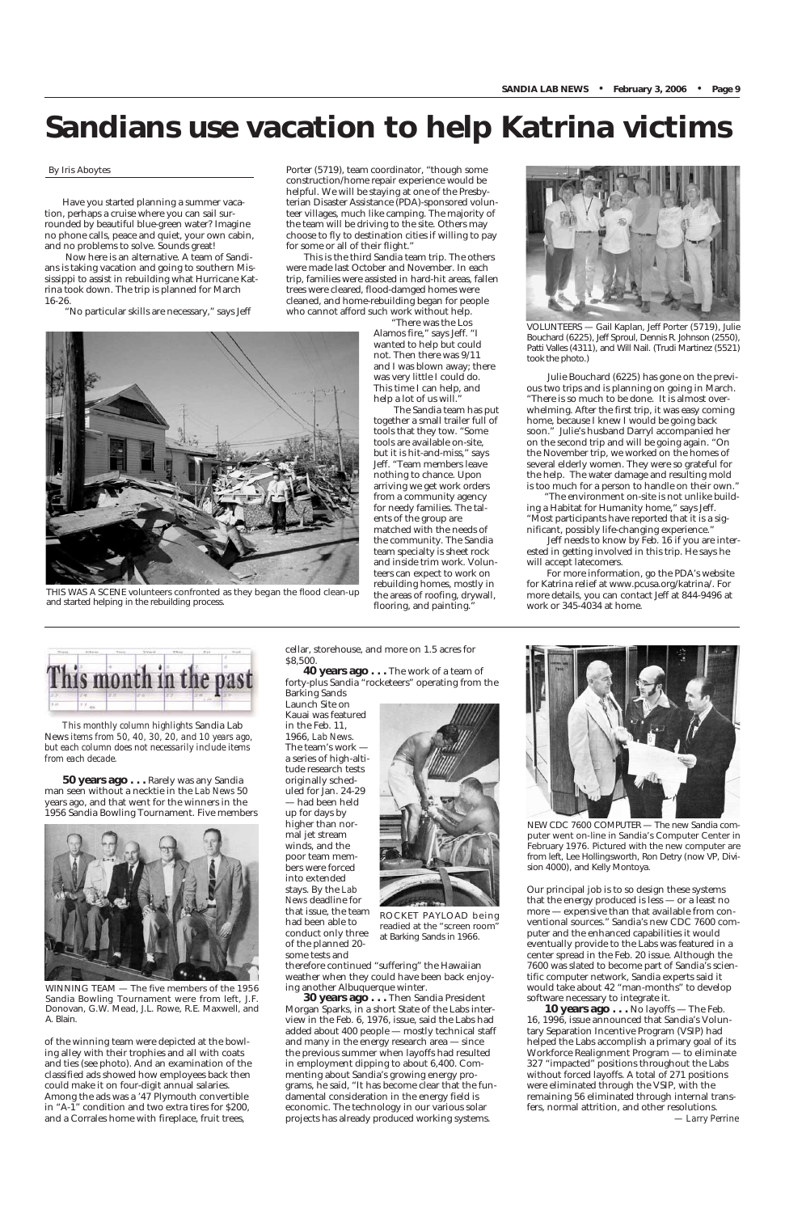# Sandians use vacation to help Katrina victims

By Iris Aboytes

Have you started planning a summer vacation, perhaps a cruise where you can sail surrounded by beautiful blue-green water? Imagine no phone calls, peace and quiet, your own cabin, and no problems to solve. Sounds great!

Now here is an alternative. A team of Sandians is taking vacation and going to southern Mississippi to assist in rebuilding what Hurricane Katrina took down. The trip is planned for March 16-26.

"No particular skills are necessary," says Jeff Porter (5719), team coordinator, "though some construction/home repair experience would be helpful. We will be staying at one of the Presbyterian Disaster Assistance (PDA)-sponsored volunteer villages, much like camping. The majority of the team will be driving to the site. Others may choose to fly to destination cities if willing to pay for some or all of their flight."

This is the third Sandia team trip. The others were made last October and November. In each trip, families were assisted in hard-hit areas, fallen trees were cleared, flood-damged homes were cleaned, and home-rebuilding began for people who cannot afford such work without help.

"There was the Los Alamos fire," says Jeff. "I wanted to help but could not. Then there was 9/11 and I was blown away; there was very little I could do. This time I can help, and help a lot of us will."

The Sandia team has put together a small trailer full of tools that they tow. "Some tools are available on-site, but it is hit-and-miss," says Jeff. "Team members leave nothing to chance. Upon arriving we get work orders from a community agency for needy families. The talents of the group are matched with the needs of the community. The Sandia team specialty is sheet rock and inside trim work. Volunteers can expect to work on rebuilding homes, mostly in the areas of roofing, drywall, flooring, and painting."

THIS WAS A SCENE volunteers confronted as they began the flood clean-up and started helping in the rebuilding process.

VOLUNTEERS — Gail Kaplan, Jeff Porter (5719), Julie Bouchard (6225), Jeff Sproul, Dennis R. Johnson (2550), Patti Valles (4311), and Will Nail. (Trudi Martinez (5521) took the photo.)

Julie Bouchard (6225) has gone on the previous two trips and is planning on going in March. "There is so much to be done. It is almost overwhelming. After the first trip, it was easy coming home, because I knew I would be going back soon." Julie's husband Darryl accompanied her on the second trip and will be going again. "On the November trip, we worked on the homes of several elderly women. They were so grateful for the help. The water damage and resulting mold is too much for a person to handle on their own."

"The environment on-site is not unlike building a Habitat for Humanity home," says Jeff. "Most participants have reported that it is a significant, possibly life-changing experience."

Jeff needs to know by Feb. 16 if you are interested in getting involved in this trip. He says he will accept latecomers.

For more information, go the PDA's website for Katrina relief at www.pcusa.org/katrina/. For more details, you can contact Jeff at 844-9496 at work or 345-4034 at home.

---

## This month in the past

*This monthly column highlights Sandia Lab News items from 50, 40, 30, 20, and 10 years ago, but each column does not necessarily include items from each decade.*

**50 years ago . . .** Rarely was any Sandia man seen without a necktie in the *Lab News* 50 years ago, and that went for the winners in the 1956 Sandia Bowling Tournament. Five members of the winning team were depicted at the bowling alley with their trophies and all with coats and ties (see photo). And an examination of the classified ads showed how employees back then could make it on four-digit annual salaries. Among the ads was a '47 Plymouth convertible in "A-1" condition and two extra tires for $200, and a Corrales home with fireplace, fruit trees, cellar, storehouse, and more on 1.5 acres for $8,500.

WINNING TEAM — The five members of the 1956 Sandia Bowling Tournament were from left, J.F. Donovan, G.W. Mead, J.L. Rowe, R.E. Maxwell, and A. Blain.

**40 years ago . . .** The work of a team of forty-plus Sandia "rocketeers" operating from the Barking Sands Launch Site on Kauai was featured in the Feb. 11, 1966, *Lab News*. The team's work — a series of high-altitude research tests originally scheduled for Jan. 24-29 — had been held up for days by higher than normal jet stream winds, and the poor team members were forced into extended stays. By the *Lab News* deadline for that issue, the team had been able to conduct only three of the planned 20-some tests and therefore continued "suffering" the Hawaiian weather when they could have been back enjoying another Albuquerque winter.

ROCKET PAYLOAD being readied at the "screen room" at Barking Sands in 1966.

**30 years ago . . .** Then Sandia President Morgan Sparks, in a short State of the Labs interview in the Feb. 6, 1976, issue, said the Labs had added about 400 people — mostly technical staff and many in the energy research area — since the previous summer when layoffs had resulted in employment dipping to about 6,400. Commenting about Sandia's growing energy programs, he said, "It has become clear that the fundamental consideration in the energy field is economic. The technology in our various solar projects has already produced working systems. Our principal job is to so design these systems that the energy produced is less — or a least no more — expensive than that available from conventional sources." Sandia's new CDC 7600 computer and the enhanced capabilities it would eventually provide to the Labs was featured in a center spread in the Feb. 20 issue. Although the 7600 was slated to become part of Sandia's scientific computer network, Sandia experts said it would take about 42 "man-months" to develop software necessary to integrate it.

NEW CDC 7600 COMPUTER — The new Sandia computer went on-line in Sandia's Computer Center in February 1976. Pictured with the new computer are from left, Lee Hollingsworth, Ron Detry (now VP, Division 4000), and Kelly Montoya.

**10 years ago . . .** No layoffs — The Feb. 16, 1996, issue announced that Sandia's Voluntary Separation Incentive Program (VSIP) had helped the Labs accomplish a primary goal of its Workforce Realignment Program — to eliminate 327 "impacted" positions throughout the Labs without forced layoffs. A total of 271 positions were eliminated through the VSIP, with the remaining 56 eliminated through internal transfers, normal attrition, and other resolutions.

*— Larry Perrine*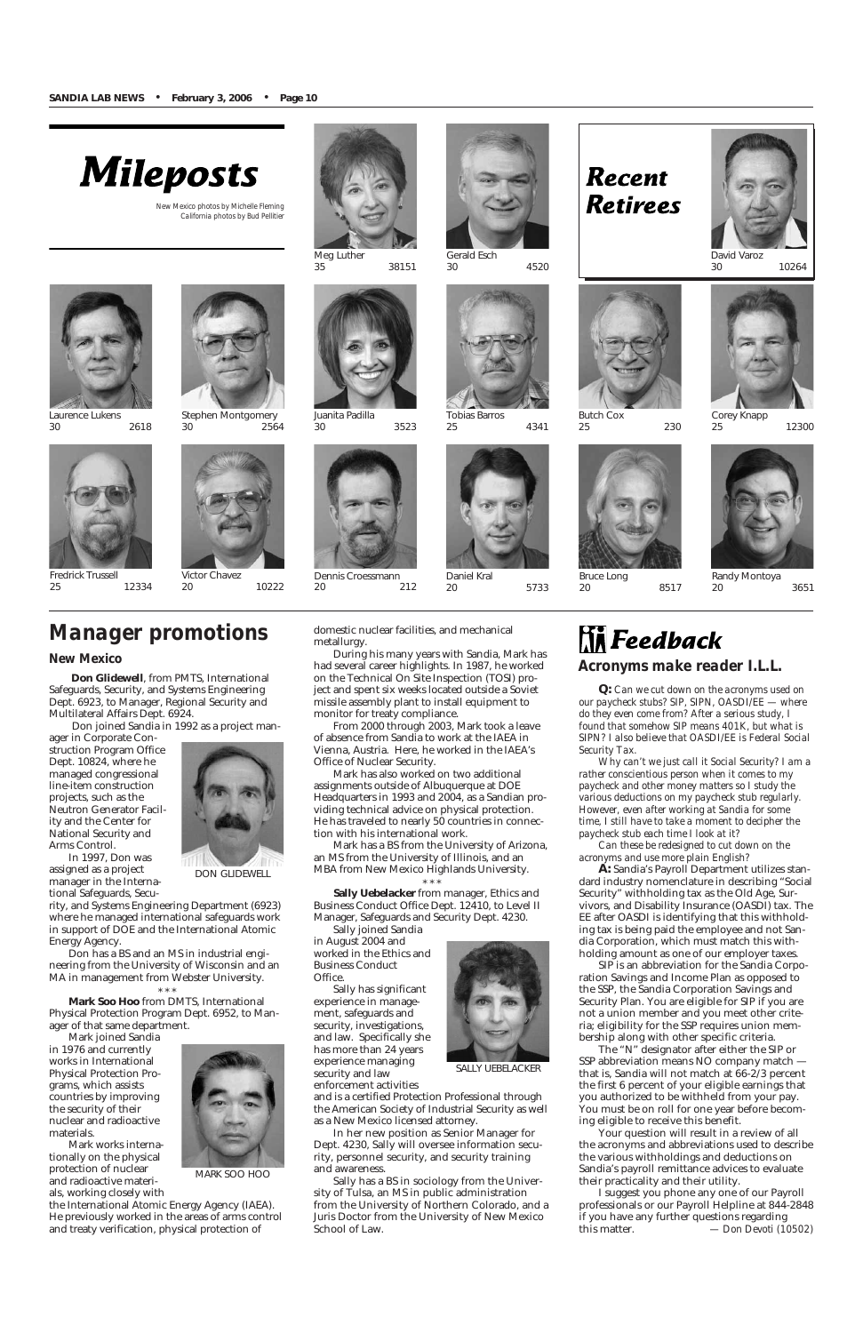# Mileposts

*New Mexico photos by Michelle Fleming*
*California photos by Bud Pellitier*

Meg Luther
35 38151

Gerald Esch
30 4520

Laurence Lukens
30 2618

Stephen Montgomery
30 2564

Juanita Padilla
30 3523

Tobias Barros
25 4341

Fredrick Trussell
25 12334

Victor Chavez
20 10222

Dennis Croessmann
20 212

Daniel Kral
20 5733

# Recent Retirees

David Varoz
30 10264

Butch Cox
25 230

Corey Knapp
25 12300

Bruce Long
20 8517

Randy Montoya
20 3651

# Manager promotions

### New Mexico

**Don Glidewell**, from PMTS, International Safeguards, Security, and Systems Engineering Dept. 6923, to Manager, Regional Security and Multilateral Affairs Dept. 6924.

Don joined Sandia in 1992 as a project manager in Corporate Construction Program Office Dept. 10824, where he managed congressional line-item construction projects, such as the Neutron Generator Facility and the Center for National Security and Arms Control.

DON GLIDEWELL

In 1997, Don was assigned as a project manager in the International Safeguards, Security, and Systems Engineering Department (6923) where he managed international safeguards work in support of DOE and the International Atomic Energy Agency.

Don has a BS and an MS in industrial engineering from the University of Wisconsin and an MA in management from Webster University.

* * *

**Mark Soo Hoo** from DMTS, International Physical Protection Program Dept. 6952, to Manager of that same department.

Mark joined Sandia in 1976 and currently works in International Physical Protection Programs, which assists countries by improving the security of their nuclear and radioactive materials.

MARK SOO HOO

Mark works internationally on the physical protection of nuclear and radioactive materials, working closely with the International Atomic Energy Agency (IAEA). He previously worked in the areas of arms control and treaty verification, physical protection of domestic nuclear facilities, and mechanical metallurgy.

During his many years with Sandia, Mark has had several career highlights. In 1987, he worked on the Technical On Site Inspection (TOSI) project and spent six weeks located outside a Soviet missile assembly plant to install equipment to monitor for treaty compliance.

From 2000 through 2003, Mark took a leave of absence from Sandia to work at the IAEA in Vienna, Austria. Here, he worked in the IAEA's Office of Nuclear Security.

Mark has also worked on two additional assignments outside of Albuquerque at DOE Headquarters in 1993 and 2004, as a Sandian providing technical advice on physical protection. He has traveled to nearly 50 countries in connection with his international work.

Mark has a BS from the University of Arizona, an MS from the University of Illinois, and an MBA from New Mexico Highlands University.

* * *

**Sally Uebelacker** from manager, Ethics and Business Conduct Office Dept. 12410, to Level II Manager, Safeguards and Security Dept. 4230.

Sally joined Sandia in August 2004 and worked in the Ethics and Business Conduct Office.

SALLY UEBELACKER

Sally has significant experience in management, safeguards and security, investigations, and law. Specifically she has more than 24 years experience managing security and law enforcement activities and is a certified Protection Professional through the American Society of Industrial Security as well as a New Mexico licensed attorney.

In her new position as Senior Manager for Dept. 4230, Sally will oversee information security, personnel security, and security training and awareness.

Sally has a BS in sociology from the University of Tulsa, an MS in public administration from the University of Northern Colorado, and a Juris Doctor from the University of New Mexico School of Law.

# Feedback

### Acronyms make reader I.L.L.

**Q:** *Can we cut down on the acronyms used on our paycheck stubs? SIP, SIPN, OASDI/EE — where do they even come from? After a serious study, I found that somehow SIP means 401K, but what is SIPN? I also believe that OASDI/EE is Federal Social Security Tax.*

*Why can't we just call it Social Security? I am a rather conscientious person when it comes to my paycheck and other money matters so I study the various deductions on my paycheck stub regularly. However, even after working at Sandia for some time, I still have to take a moment to decipher the paycheck stub each time I look at it?*

*Can these be redesigned to cut down on the acronyms and use more plain English?*

**A:** Sandia's Payroll Department utilizes standard industry nomenclature in describing "Social Security" withholding tax as the Old Age, Survivors, and Disability Insurance (OASDI) tax. The EE after OASDI is identifying that this withholding tax is being paid the employee and not Sandia Corporation, which must match this withholding amount as one of our employer taxes.

SIP is an abbreviation for the Sandia Corporation Savings and Income Plan as opposed to the SSP, the Sandia Corporation Savings and Security Plan. You are eligible for SIP if you are not a union member and you meet other criteria; eligibility for the SSP requires union membership along with other specific criteria.

The "N" designator after either the SIP or SSP abbreviation means NO company match — that is, Sandia will not match at 66-2/3 percent the first 6 percent of your eligible earnings that you authorized to be withheld from your pay. You must be on roll for one year before becoming eligible to receive this benefit.

Your question will result in a review of all the acronyms and abbreviations used to describe the various withholdings and deductions on Sandia's payroll remittance advices to evaluate their practicality and their utility.

I suggest you phone any one of our Payroll professionals or our Payroll Helpline at 844-2848 if you have any further questions regarding this matter. *— Don Devoti (10502)*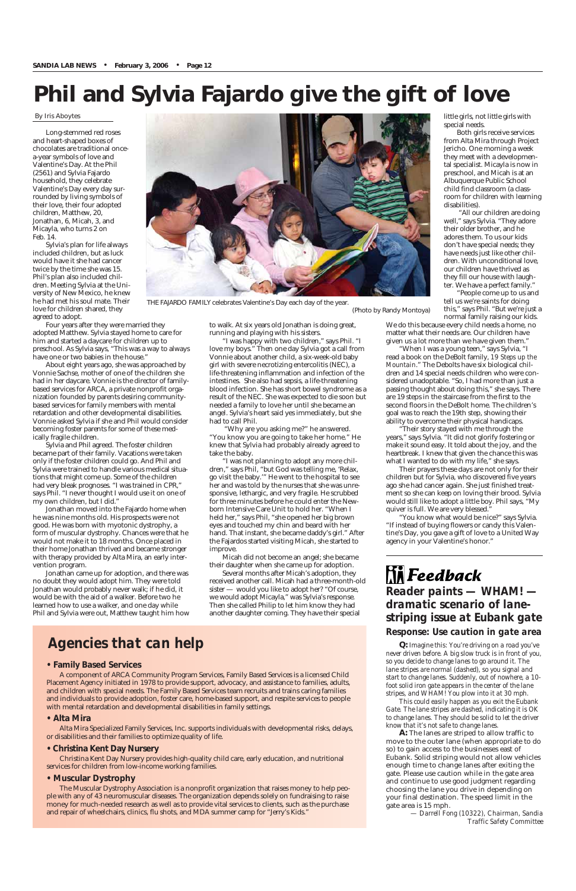# Phil and Sylvia Fajardo give the gift of love

By Iris Aboytes

Long-stemmed red roses and heart-shaped boxes of chocolates are traditional once-a-year symbols of love and Valentine's Day. At the Phil (2561) and Sylvia Fajardo household, they celebrate Valentine's Day every day surrounded by living symbols of their love, their four adopted children, Matthew, 20, Jonathan, 6, Micah, 3, and Micayla, who turns 2 on Feb. 14.

Sylvia's plan for life always included children, but as luck would have it she had cancer twice by the time she was 15. Phil's plan also included children. Meeting Sylvia at the University of New Mexico, he knew he had met his soul mate. Their love for children shared, they agreed to adopt.

THE FAJARDO FAMILY celebrates Valentine's Day each day of the year.

(Photo by Randy Montoya)

Four years after they were married they adopted Matthew. Sylvia stayed home to care for him and started a daycare for children up to preschool. As Sylvia says, "This was a way to always have one or two babies in the house."

About eight years ago, she was approached by Vonnie Sachse, mother of one of the children she had in her daycare. Vonnie is the director of family-based services for ARCA, a private nonprofit organization founded by parents desiring community-based services for family members with mental retardation and other developmental disabilities. Vonnie asked Sylvia if she and Phil would consider becoming foster parents for some of these medically fragile children.

Sylvia and Phil agreed. The foster children became part of their family. Vacations were taken only if the foster children could go. And Phil and Sylvia were trained to handle various medical situations that might come up. Some of the children had very bleak prognoses. "I was trained in CPR," says Phil. "I never thought I would use it on one of my own children, but I did."

Jonathan moved into the Fajardo home when he was nine months old. His prospects were not good. He was born with myotonic dystrophy, a form of muscular dystrophy. Chances were that he would not make it to 18 months. Once placed in their home Jonathan thrived and became stronger with therapy provided by Alta Mira, an early intervention program.

Jonathan came up for adoption, and there was no doubt they would adopt him. They were told Jonathan would probably never walk; if he did, it would be with the aid of a walker. Before two he learned how to use a walker, and one day while Phil and Sylvia were out, Matthew taught him how to walk. At six years old Jonathan is doing great, running and playing with his sisters.

"I was happy with two children," says Phil. "I love my boys." Then one day Sylvia got a call from Vonnie about another child, a six-week-old baby girl with severe necrotizing entercolitis (NEC), a life-threatening inflammation and infection of the intestines. She also had sepsis, a life-threatening blood infection. She has short bowel syndrome as a result of the NEC. She was expected to die soon but needed a family to love her until she became an angel. Sylvia's heart said yes immediately, but she had to call Phil.

"Why are you asking me?" he answered. "You know you are going to take her home." He knew that Sylvia had probably already agreed to take the baby.

"I was not planning to adopt any more children," says Phil, "but God was telling me, 'Relax, go visit the baby.'" He went to the hospital to see her and was told by the nurses that she was unresponsive, lethargic, and very fragile. He scrubbed for three minutes before he could enter the Newborn Intensive Care Unit to hold her. "When I held her," says Phil, "she opened her big brown eyes and touched my chin and beard with her hand. That instant, she became daddy's girl." After the Fajardos started visiting Micah, she started to improve.

Micah did not become an angel; she became their daughter when she came up for adoption.

Several months after Micah's adoption, they received another call. Micah had a three-month-old sister — would you like to adopt her? "Of course, we would adopt Micayla," was Sylvia's response. Then she called Philip to let him know they had another daughter coming. They have their special little girls, not little girls with special needs.

Both girls receive services from Alta Mira through Project Jericho. One morning a week they meet with a developmental specialist. Micayla is now in preschool, and Micah is at an Albuquerque Public School child find classroom (a classroom for children with learning disabilities).

"All our children are doing well," says Sylvia. "They adore their older brother, and he adores them. To us our kids don't have special needs; they have needs just like other children. With unconditional love, our children have thrived as they fill our house with laughter. We have a perfect family."

"People come up to us and tell us we're saints for doing this," says Phil. "But we're just a normal family raising our kids. We do this because every child needs a home, no matter what their needs are. Our children have given us a lot more than we have given them."

"When I was a young teen," says Sylvia, "I read a book on the DeBolt family, *19 Steps up the Mountain*." The Debolts have six biological children and 14 special needs children who were considered unadoptable. "So, I had more than just a passing thought about doing this," she says. There are 19 steps in the staircase from the first to the second floors in the DeBolt home. The children's goal was to reach the 19th step, showing their ability to overcome their physical handicaps.

"Their story stayed with me through the years," says Sylvia. "It did not glorify fostering or make it sound easy. It told about the joy, and the heartbreak. I knew that given the chance this was what I wanted to do with my life," she says.

Their prayers these days are not only for their children but for Sylvia, who discovered five years ago she had cancer again. She just finished treatment so she can keep on loving their brood. Sylvia would still like to adopt a little boy. Phil says, "My quiver is full. We are very blessed."

"You know what would be nice?" says Sylvia. "If instead of buying flowers or candy this Valentine's Day, you gave a gift of love to a United Way agency in your Valentine's honor."

## Agencies that can help

**• Family Based Services**

A component of ARCA Community Program Services, Family Based Services is a licensed Child Placement Agency initiated in 1978 to provide support, advocacy, and assistance to families, adults, and children with special needs. The Family Based Services team recruits and trains caring families and individuals to provide adoption, foster care, home-based support, and respite services to people with mental retardation and developmental disabilities in family settings.

**• Alta Mira**

Alta Mira Specialized Family Services, Inc. supports individuals with developmental risks, delays, or disabilities and their families to optimize quality of life.

**• Christina Kent Day Nursery**

Christina Kent Day Nursery provides high-quality child care, early education, and nutritional services for children from low-income working families.

**• Muscular Dystrophy**

The Muscular Dystrophy Association is a nonprofit organization that raises money to help people with any of 43 neuromuscular diseases. The organization depends solely on fundraising to raise money for much-needed research as well as to provide vital services to clients, such as the purchase and repair of wheelchairs, clinics, flu shots, and MDA summer camp for "Jerry's Kids."

## Feedback

### Reader paints — WHAM! — dramatic scenario of lane-striping issue at Eubank gate

### Response: Use caution in gate area

**Q:** *Imagine this: You're driving on a road you've never driven before. A big slow truck is in front of you, so you decide to change lanes to go around it. The lane stripes are normal (dashed), so you signal and start to change lanes. Suddenly, out of nowhere, a 10-foot solid iron gate appears in the center of the lane stripes, and WHAM! You plow into it at 30 mph.*

*This could easily happen as you exit the Eubank Gate. The lane stripes are dashed, indicating it is OK to change lanes. They should be solid to let the driver know that it's not safe to change lanes.*

**A:** The lanes are striped to allow traffic to move to the outer lane (when appropriate to do so) to gain access to the businesses east of Eubank. Solid striping would not allow vehicles enough time to change lanes after exiting the gate. Please use caution while in the gate area and continue to use good judgment regarding choosing the lane you drive in depending on your final destination. The speed limit in the gate area is 15 mph.

— *Darrell Fong (10322), Chairman, Sandia Traffic Safety Committee*